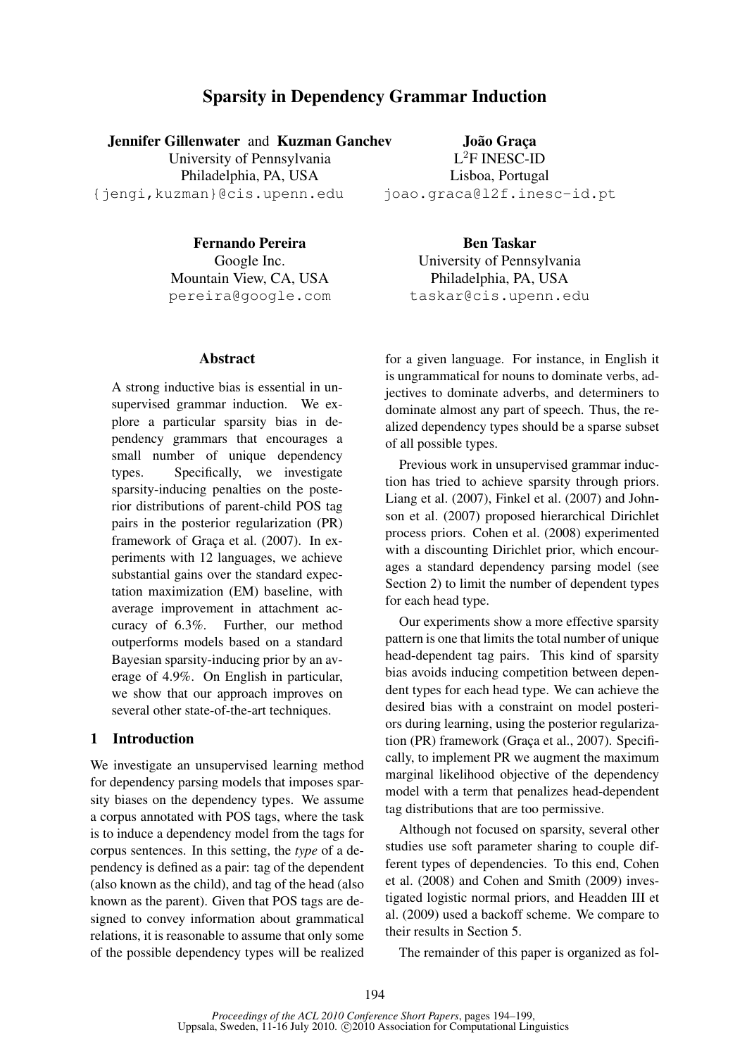# Sparsity in Dependency Grammar Induction

**Jennifer Gillenwater** and **Kuzman Ganchev**
University of Pennsylvania
Philadelphia, PA, USA
{jengi,kuzman}@cis.upenn.edu

**João Graça**
L[2]F INESC-ID
Lisboa, Portugal
joao.graca@l2f.inesc-id.pt

**Fernando Pereira**
Google Inc.
Mountain View, CA, USA
pereira@google.com

**Ben Taskar**
University of Pennsylvania
Philadelphia, PA, USA
taskar@cis.upenn.edu

## Abstract

A strong inductive bias is essential in unsupervised grammar induction. We explore a particular sparsity bias in dependency grammars that encourages a small number of unique dependency types. Specifically, we investigate sparsity-inducing penalties on the posterior distributions of parent-child POS tag pairs in the posterior regularization (PR) framework of Graça et al. (2007). In experiments with 12 languages, we achieve substantial gains over the standard expectation maximization (EM) baseline, with average improvement in attachment accuracy of 6.3%. Further, our method outperforms models based on a standard Bayesian sparsity-inducing prior by an average of 4.9%. On English in particular, we show that our approach improves on several other state-of-the-art techniques.

## 1 Introduction

We investigate an unsupervised learning method for dependency parsing models that imposes sparsity biases on the dependency types. We assume a corpus annotated with POS tags, where the task is to induce a dependency model from the tags for corpus sentences. In this setting, the *type* of a dependency is defined as a pair: tag of the dependent (also known as the child), and tag of the head (also known as the parent). Given that POS tags are designed to convey information about grammatical relations, it is reasonable to assume that only some of the possible dependency types will be realized for a given language. For instance, in English it is ungrammatical for nouns to dominate verbs, adjectives to dominate adverbs, and determiners to dominate almost any part of speech. Thus, the realized dependency types should be a sparse subset of all possible types.

Previous work in unsupervised grammar induction has tried to achieve sparsity through priors. Liang et al. (2007), Finkel et al. (2007) and Johnson et al. (2007) proposed hierarchical Dirichlet process priors. Cohen et al. (2008) experimented with a discounting Dirichlet prior, which encourages a standard dependency parsing model (see Section 2) to limit the number of dependent types for each head type.

Our experiments show a more effective sparsity pattern is one that limits the total number of unique head-dependent tag pairs. This kind of sparsity bias avoids inducing competition between dependent types for each head type. We can achieve the desired bias with a constraint on model posteriors during learning, using the posterior regularization (PR) framework (Graça et al., 2007). Specifically, to implement PR we augment the maximum marginal likelihood objective of the dependency model with a term that penalizes head-dependent tag distributions that are too permissive.

Although not focused on sparsity, several other studies use soft parameter sharing to couple different types of dependencies. To this end, Cohen et al. (2008) and Cohen and Smith (2009) investigated logistic normal priors, and Headden III et al. (2009) used a backoff scheme. We compare to their results in Section 5.

The remainder of this paper is organized as fol-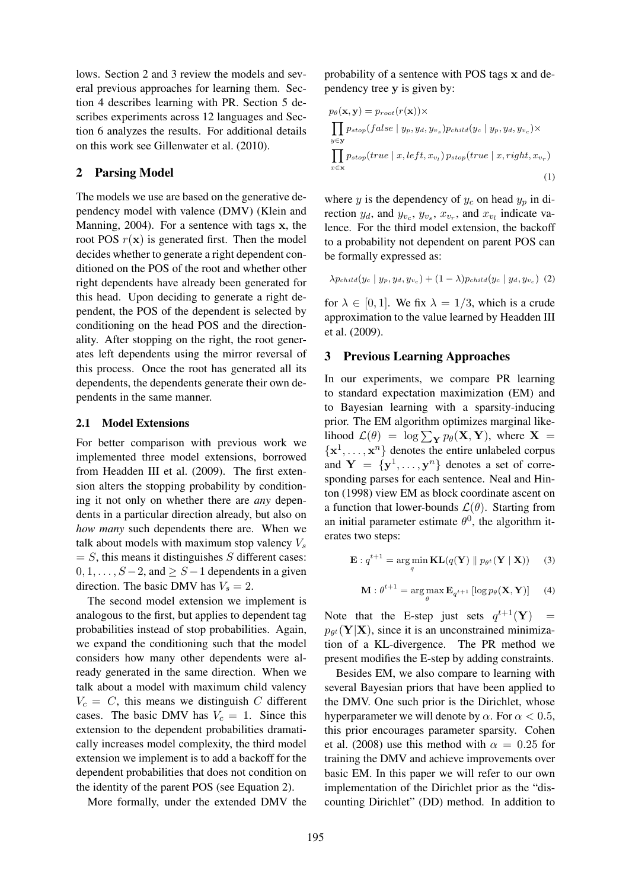lows. Section 2 and 3 review the models and several previous approaches for learning them. Section 4 describes learning with PR. Section 5 describes experiments across 12 languages and Section 6 analyzes the results. For additional details on this work see Gillenwater et al. (2010).

## 2 Parsing Model

The models we use are based on the generative dependency model with valence (DMV) (Klein and Manning, 2004). For a sentence with tags $\mathbf{x}$, the root POS $r(\mathbf{x})$ is generated first. Then the model decides whether to generate a right dependent conditioned on the POS of the root and whether other right dependents have already been generated for this head. Upon deciding to generate a right dependent, the POS of the dependent is selected by conditioning on the head POS and the directionality. After stopping on the right, the root generates left dependents using the mirror reversal of this process. Once the root has generated all its dependents, the dependents generate their own dependents in the same manner.

### 2.1 Model Extensions

For better comparison with previous work we implemented three model extensions, borrowed from Headden III et al. (2009). The first extension alters the stopping probability by conditioning it not only on whether there are *any* dependents in a particular direction already, but also on *how many* such dependents there are. When we talk about models with maximum stop valency $V_s = S$, this means it distinguishes $S$ different cases: $0, 1, \ldots, S-2$, and $\geq S-1$ dependents in a given direction. The basic DMV has $V_s = 2$.

The second model extension we implement is analogous to the first, but applies to dependent tag probabilities instead of stop probabilities. Again, we expand the conditioning such that the model considers how many other dependents were already generated in the same direction. When we talk about a model with maximum child valency $V_c = C$, this means we distinguish $C$ different cases. The basic DMV has $V_c = 1$. Since this extension to the dependent probabilities dramatically increases model complexity, the third model extension we implement is to add a backoff for the dependent probabilities that does not condition on the identity of the parent POS (see Equation 2).

More formally, under the extended DMV the probability of a sentence with POS tags $\mathbf{x}$ and dependency tree $\mathbf{y}$ is given by:

$$
\begin{aligned}
p_\theta(\mathbf{x}, \mathbf{y}) = \; & p_{root}(r(\mathbf{x})) \times \\
& \prod_{y \in \mathbf{y}} p_{stop}(false \mid y_p, y_d, y_{v_s}) p_{child}(y_c \mid y_p, y_d, y_{v_c}) \times \\
& \prod_{x \in \mathbf{x}} p_{stop}(true \mid x, left, x_{v_l}) \, p_{stop}(true \mid x, right, x_{v_r})
\end{aligned}
\tag{1}
$$

where $y$ is the dependency of $y_c$ on head $y_p$ in direction $y_d$, and $y_{v_c}$, $y_{v_s}$, $x_{v_r}$, and $x_{v_l}$ indicate valence. For the third model extension, the backoff to a probability not dependent on parent POS can be formally expressed as:

$$
\lambda p_{child}(y_c \mid y_p, y_d, y_{v_c}) + (1 - \lambda) p_{child}(y_c \mid y_d, y_{v_c}) \tag{2}
$$

for $\lambda \in [0, 1]$. We fix $\lambda = 1/3$, which is a crude approximation to the value learned by Headden III et al. (2009).

## 3 Previous Learning Approaches

In our experiments, we compare PR learning to standard expectation maximization (EM) and to Bayesian learning with a sparsity-inducing prior. The EM algorithm optimizes marginal likelihood $\mathcal{L}(\theta) = \log \sum_{\mathbf{Y}} p_\theta(\mathbf{X}, \mathbf{Y})$, where $\mathbf{X} = \{\mathbf{x}^1, \ldots, \mathbf{x}^n\}$ denotes the entire unlabeled corpus and $\mathbf{Y} = \{\mathbf{y}^1, \ldots, \mathbf{y}^n\}$ denotes a set of corresponding parses for each sentence. Neal and Hinton (1998) view EM as block coordinate ascent on a function that lower-bounds $\mathcal{L}(\theta)$. Starting from an initial parameter estimate $\theta^0$, the algorithm iterates two steps:

$$
\mathbf{E} : q^{t+1} = \arg\min_{q} \mathbf{KL}(q(\mathbf{Y}) \parallel p_{\theta^t}(\mathbf{Y} \mid \mathbf{X})) \tag{3}
$$

$$
\mathbf{M} : \theta^{t+1} = \arg\max_{\theta} \mathbf{E}_{q^{t+1}} \left[ \log p_\theta(\mathbf{X}, \mathbf{Y}) \right] \tag{4}
$$

Note that the E-step just sets $q^{t+1}(\mathbf{Y}) = p_{\theta^t}(\mathbf{Y}|\mathbf{X})$, since it is an unconstrained minimization of a KL-divergence. The PR method we present modifies the E-step by adding constraints.

Besides EM, we also compare to learning with several Bayesian priors that have been applied to the DMV. One such prior is the Dirichlet, whose hyperparameter we will denote by $\alpha$. For $\alpha < 0.5$, this prior encourages parameter sparsity. Cohen et al. (2008) use this method with $\alpha = 0.25$ for training the DMV and achieve improvements over basic EM. In this paper we will refer to our own implementation of the Dirichlet prior as the "discounting Dirichlet" (DD) method. In addition to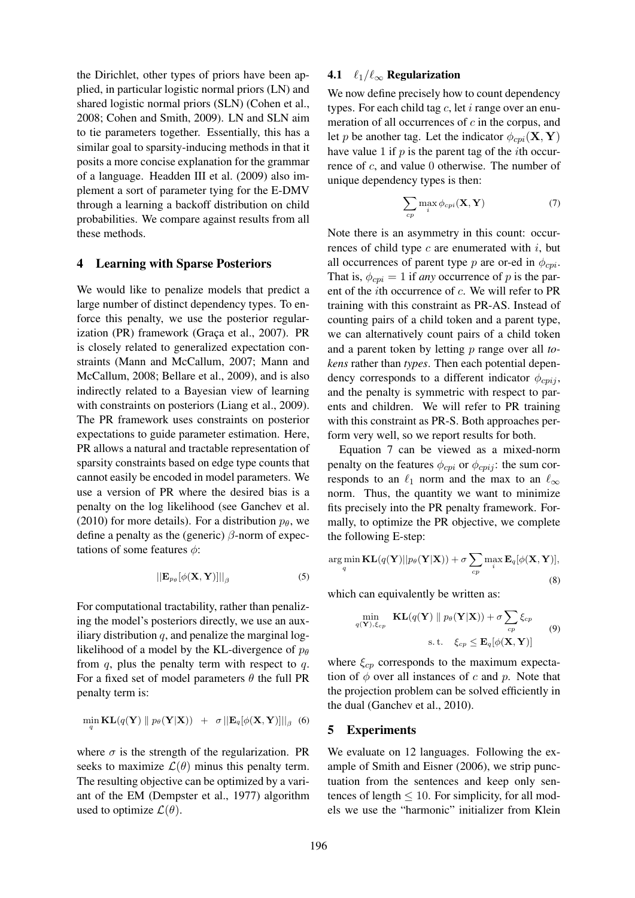the Dirichlet, other types of priors have been applied, in particular logistic normal priors (LN) and shared logistic normal priors (SLN) (Cohen et al., 2008; Cohen and Smith, 2009). LN and SLN aim to tie parameters together. Essentially, this has a similar goal to sparsity-inducing methods in that it posits a more concise explanation for the grammar of a language. Headden III et al. (2009) also implement a sort of parameter tying for the E-DMV through a learning a backoff distribution on child probabilities. We compare against results from all these methods.

## 4 Learning with Sparse Posteriors

We would like to penalize models that predict a large number of distinct dependency types. To enforce this penalty, we use the posterior regularization (PR) framework (Graça et al., 2007). PR is closely related to generalized expectation constraints (Mann and McCallum, 2007; Mann and McCallum, 2008; Bellare et al., 2009), and is also indirectly related to a Bayesian view of learning with constraints on posteriors (Liang et al., 2009). The PR framework uses constraints on posterior expectations to guide parameter estimation. Here, PR allows a natural and tractable representation of sparsity constraints based on edge type counts that cannot easily be encoded in model parameters. We use a version of PR where the desired bias is a penalty on the log likelihood (see Ganchev et al. (2010) for more details). For a distribution $p_\theta$, we define a penalty as the (generic) $\beta$-norm of expectations of some features $\phi$:

$$||\mathbf{E}_{p_\theta}[\phi(\mathbf{X}, \mathbf{Y})]||_\beta \quad (5)$$

For computational tractability, rather than penalizing the model's posteriors directly, we use an auxiliary distribution $q$, and penalize the marginal log-likelihood of a model by the KL-divergence of $p_\theta$ from $q$, plus the penalty term with respect to $q$. For a fixed set of model parameters $\theta$ the full PR penalty term is:

$$\min_q \mathbf{KL}(q(\mathbf{Y}) \parallel p_\theta(\mathbf{Y}|\mathbf{X})) \ + \ \sigma \, ||\mathbf{E}_q[\phi(\mathbf{X}, \mathbf{Y})]||_\beta \quad (6)$$

where $\sigma$ is the strength of the regularization. PR seeks to maximize $\mathcal{L}(\theta)$ minus this penalty term. The resulting objective can be optimized by a variant of the EM (Dempster et al., 1977) algorithm used to optimize $\mathcal{L}(\theta)$.

### 4.1 $\ell_1/\ell_\infty$ Regularization

We now define precisely how to count dependency types. For each child tag $c$, let $i$ range over an enumeration of all occurrences of $c$ in the corpus, and let $p$ be another tag. Let the indicator $\phi_{cpi}(\mathbf{X}, \mathbf{Y})$ have value 1 if $p$ is the parent tag of the $i$th occurrence of $c$, and value 0 otherwise. The number of unique dependency types is then:

$$\sum_{cp} \max_i \phi_{cpi}(\mathbf{X}, \mathbf{Y}) \quad (7)$$

Note there is an asymmetry in this count: occurrences of child type $c$ are enumerated with $i$, but all occurrences of parent type $p$ are or-ed in $\phi_{cpi}$. That is, $\phi_{cpi} = 1$ if *any* occurrence of $p$ is the parent of the $i$th occurrence of $c$. We will refer to PR training with this constraint as PR-AS. Instead of counting pairs of a child token and a parent type, we can alternatively count pairs of a child token and a parent token by letting $p$ range over all *tokens* rather than *types*. Then each potential dependency corresponds to a different indicator $\phi_{cpij}$, and the penalty is symmetric with respect to parents and children. We will refer to PR training with this constraint as PR-S. Both approaches perform very well, so we report results for both.

Equation 7 can be viewed as a mixed-norm penalty on the features $\phi_{cpi}$ or $\phi_{cpij}$: the sum corresponds to an $\ell_1$ norm and the max to an $\ell_\infty$ norm. Thus, the quantity we want to minimize fits precisely into the PR penalty framework. Formally, to optimize the PR objective, we complete the following E-step:

$$\arg\min_q \mathbf{KL}(q(\mathbf{Y})||p_\theta(\mathbf{Y}|\mathbf{X})) + \sigma \sum_{cp} \max_i \mathbf{E}_q[\phi(\mathbf{X}, \mathbf{Y})], \quad (8)$$

which can equivalently be written as:

$$\min_{q(\mathbf{Y}), \xi_{cp}} \ \mathbf{KL}(q(\mathbf{Y}) \parallel p_\theta(\mathbf{Y}|\mathbf{X})) + \sigma \sum_{cp} \xi_{cp} \quad \text{s.t.} \quad \xi_{cp} \leq \mathbf{E}_q[\phi(\mathbf{X}, \mathbf{Y})] \quad (9)$$

where $\xi_{cp}$ corresponds to the maximum expectation of $\phi$ over all instances of $c$ and $p$. Note that the projection problem can be solved efficiently in the dual (Ganchev et al., 2010).

## 5 Experiments

We evaluate on 12 languages. Following the example of Smith and Eisner (2006), we strip punctuation from the sentences and keep only sentences of length $\leq 10$. For simplicity, for all models we use the "harmonic" initializer from Klein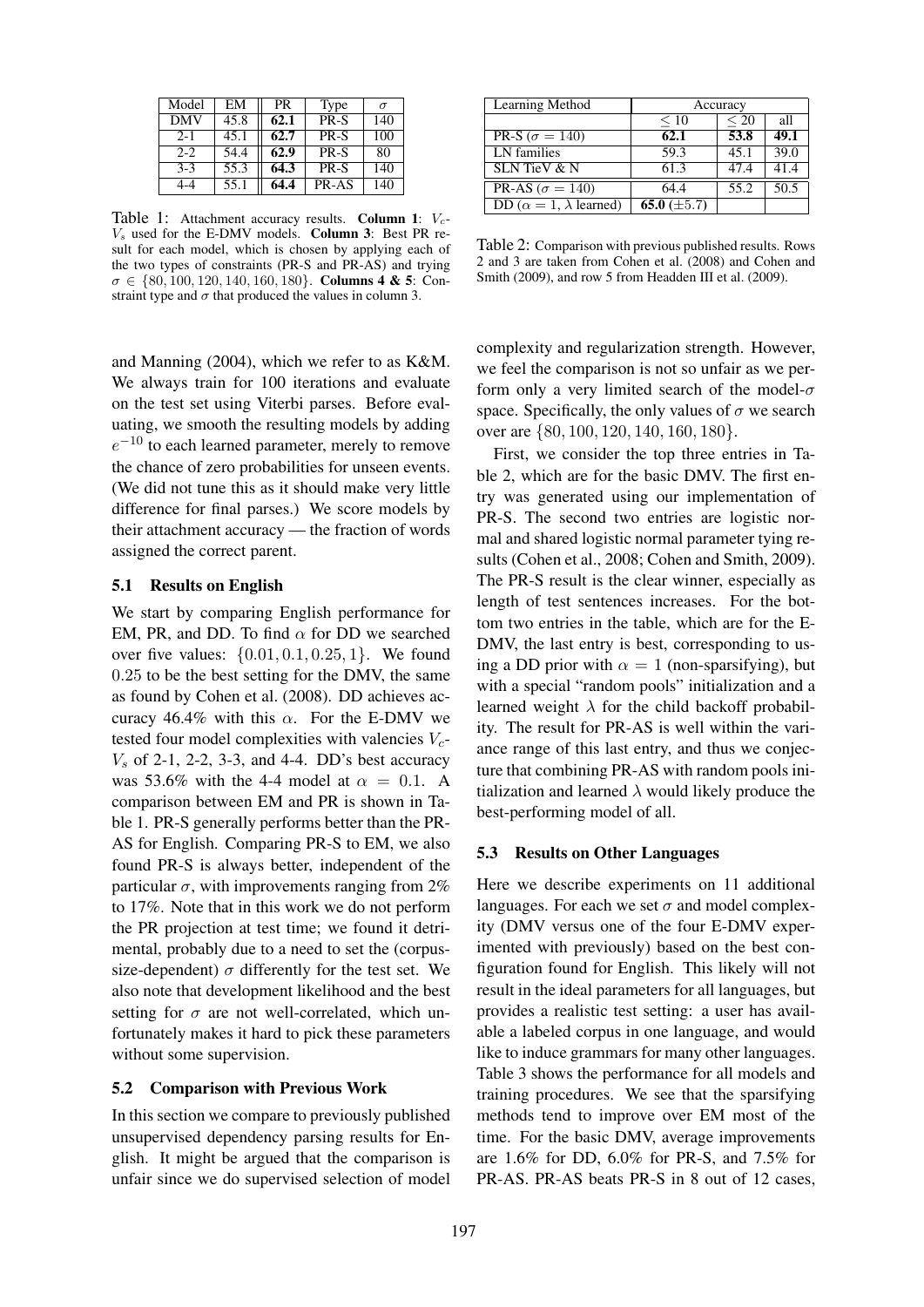| Model | EM | PR | Type | $\sigma$ |
|---|---|---|---|---|
| DMV | 45.8 | **62.1** | PR-S | 140 |
| 2-1 | 45.1 | **62.7** | PR-S | 100 |
| 2-2 | 54.4 | **62.9** | PR-S | 80 |
| 3-3 | 55.3 | **64.3** | PR-S | 140 |
| 4-4 | 55.1 | **64.4** | PR-AS | 140 |

Table 1: Attachment accuracy results. **Column 1**: $V_c$-$V_s$ used for the E-DMV models. **Column 3**: Best PR result for each model, which is chosen by applying each of the two types of constraints (PR-S and PR-AS) and trying $\sigma \in \{80, 100, 120, 140, 160, 180\}$. **Columns 4 & 5**: Constraint type and $\sigma$ that produced the values in column 3.

| Learning Method | Accuracy | | |
|---|---|---|---|
| | $\leq 10$ | $\leq 20$ | all |
| PR-S ($\sigma = 140$) | **62.1** | **53.8** | **49.1** |
| LN families | 59.3 | 45.1 | 39.0 |
| SLN TieV & N | 61.3 | 47.4 | 41.4 |
| PR-AS ($\sigma = 140$) | 64.4 | 55.2 | 50.5 |
| DD ($\alpha = 1$, $\lambda$ learned) | **65.0** ($\pm$5.7) | | |

Table 2: Comparison with previous published results. Rows 2 and 3 are taken from Cohen et al. (2008) and Cohen and Smith (2009), and row 5 from Headden III et al. (2009).

and Manning (2004), which we refer to as K&M. We always train for 100 iterations and evaluate on the test set using Viterbi parses. Before evaluating, we smooth the resulting models by adding $e^{-10}$ to each learned parameter, merely to remove the chance of zero probabilities for unseen events. (We did not tune this as it should make very little difference for final parses.) We score models by their attachment accuracy — the fraction of words assigned the correct parent.

### 5.1 Results on English

We start by comparing English performance for EM, PR, and DD. To find $\alpha$ for DD we searched over five values: $\{0.01, 0.1, 0.25, 1\}$. We found $0.25$ to be the best setting for the DMV, the same as found by Cohen et al. (2008). DD achieves accuracy 46.4% with this $\alpha$. For the E-DMV we tested four model complexities with valencies $V_c$-$V_s$ of 2-1, 2-2, 3-3, and 4-4. DD's best accuracy was 53.6% with the 4-4 model at $\alpha = 0.1$. A comparison between EM and PR is shown in Table 1. PR-S generally performs better than the PR-AS for English. Comparing PR-S to EM, we also found PR-S is always better, independent of the particular $\sigma$, with improvements ranging from 2% to 17%. Note that in this work we do not perform the PR projection at test time; we found it detrimental, probably due to a need to set the (corpus-size-dependent) $\sigma$ differently for the test set. We also note that development likelihood and the best setting for $\sigma$ are not well-correlated, which unfortunately makes it hard to pick these parameters without some supervision.

### 5.2 Comparison with Previous Work

In this section we compare to previously published unsupervised dependency parsing results for English. It might be argued that the comparison is unfair since we do supervised selection of model complexity and regularization strength. However, we feel the comparison is not so unfair as we perform only a very limited search of the model-$\sigma$ space. Specifically, the only values of $\sigma$ we search over are $\{80, 100, 120, 140, 160, 180\}$.

First, we consider the top three entries in Table 2, which are for the basic DMV. The first entry was generated using our implementation of PR-S. The second two entries are logistic normal and shared logistic normal parameter tying results (Cohen et al., 2008; Cohen and Smith, 2009). The PR-S result is the clear winner, especially as length of test sentences increases. For the bottom two entries in the table, which are for the E-DMV, the last entry is best, corresponding to using a DD prior with $\alpha = 1$ (non-sparsifying), but with a special "random pools" initialization and a learned weight $\lambda$ for the child backoff probability. The result for PR-AS is well within the variance range of this last entry, and thus we conjecture that combining PR-AS with random pools initialization and learned $\lambda$ would likely produce the best-performing model of all.

### 5.3 Results on Other Languages

Here we describe experiments on 11 additional languages. For each we set $\sigma$ and model complexity (DMV versus one of the four E-DMV experimented with previously) based on the best configuration found for English. This likely will not result in the ideal parameters for all languages, but provides a realistic test setting: a user has available a labeled corpus in one language, and would like to induce grammars for many other languages. Table 3 shows the performance for all models and training procedures. We see that the sparsifying methods tend to improve over EM most of the time. For the basic DMV, average improvements are 1.6% for DD, 6.0% for PR-S, and 7.5% for PR-AS. PR-AS beats PR-S in 8 out of 12 cases,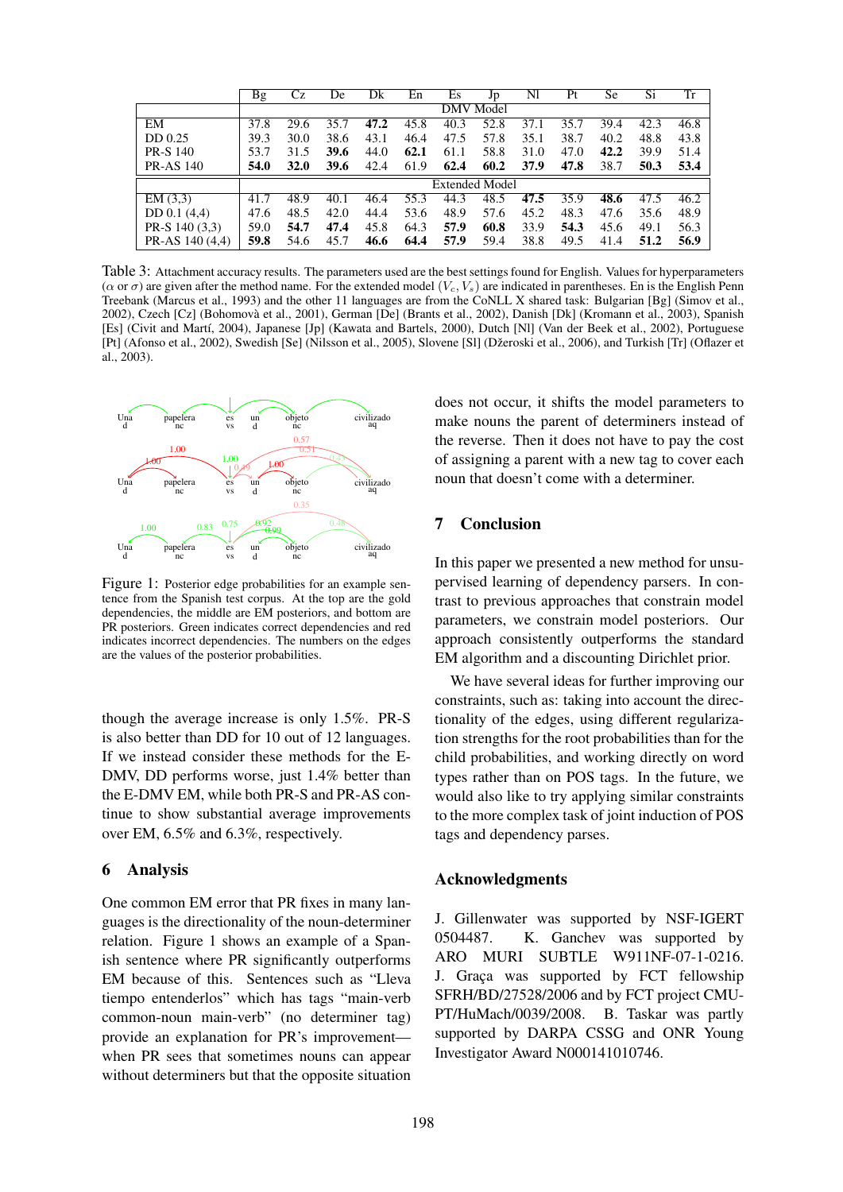| | Bg | Cz | De | Dk | En | Es | Jp | Nl | Pt | Se | Si | Tr |
|---|---|---|---|---|---|---|---|---|---|---|---|---|
| | DMV Model | | | | | | | | | | | |
| EM | 37.8 | 29.6 | 35.7 | **47.2** | 45.8 | 40.3 | 52.8 | 37.1 | 35.7 | 39.4 | 42.3 | 46.8 |
| DD 0.25 | 39.3 | 30.0 | 38.6 | 43.1 | 46.4 | 47.5 | 57.8 | 35.1 | 38.7 | 40.2 | 48.8 | 43.8 |
| PR-S 140 | 53.7 | 31.5 | **39.6** | 44.0 | **62.1** | 61.1 | 58.8 | 31.0 | 47.0 | **42.2** | 39.9 | 51.4 |
| PR-AS 140 | **54.0** | **32.0** | **39.6** | 42.4 | 61.9 | **62.4** | **60.2** | **37.9** | **47.8** | 38.7 | **50.3** | **53.4** |
| | Extended Model | | | | | | | | | | | |
| EM (3,3) | 41.7 | 48.9 | 40.1 | 46.4 | 55.3 | 44.3 | 48.5 | **47.5** | 35.9 | **48.6** | 47.5 | 46.2 |
| DD 0.1 (4,4) | 47.6 | 48.5 | 42.0 | 44.4 | 53.6 | 48.9 | 57.6 | 45.2 | 48.3 | 47.6 | 35.6 | 48.9 |
| PR-S 140 (3,3) | 59.0 | **54.7** | **47.4** | 45.8 | 64.3 | **57.9** | **60.8** | 33.9 | **54.3** | 45.6 | 49.1 | 56.3 |
| PR-AS 140 (4,4) | **59.8** | 54.6 | 45.7 | **46.6** | **64.4** | **57.9** | 59.4 | 38.8 | 49.5 | 41.4 | **51.2** | **56.9** |

Table 3: Attachment accuracy results. The parameters used are the best settings found for English. Values for hyperparameters ($\alpha$ or $\sigma$) are given after the method name. For the extended model $(V_c, V_s)$ are indicated in parentheses. En is the English Penn Treebank (Marcus et al., 1993) and the other 11 languages are from the CoNLL X shared task: Bulgarian [Bg] (Simov et al., 2002), Czech [Cz] (Bohomovà et al., 2001), German [De] (Brants et al., 2002), Danish [Dk] (Kromann et al., 2003), Spanish [Es] (Civit and Martí, 2004), Japanese [Jp] (Kawata and Bartels, 2000), Dutch [Nl] (Van der Beek et al., 2002), Portuguese [Pt] (Afonso et al., 2002), Swedish [Se] (Nilsson et al., 2005), Slovene [Sl] (Džeroski et al., 2006), and Turkish [Tr] (Oflazer et al., 2003).

Figure 1: Posterior edge probabilities for an example sentence from the Spanish test corpus. At the top are the gold dependencies, the middle are EM posteriors, and bottom are PR posteriors. Green indicates correct dependencies and red indicates incorrect dependencies. The numbers on the edges are the values of the posterior probabilities.

though the average increase is only 1.5%. PR-S is also better than DD for 10 out of 12 languages. If we instead consider these methods for the E-DMV, DD performs worse, just 1.4% better than the E-DMV EM, while both PR-S and PR-AS continue to show substantial average improvements over EM, 6.5% and 6.3%, respectively.

## 6 Analysis

One common EM error that PR fixes in many languages is the directionality of the noun-determiner relation. Figure 1 shows an example of a Spanish sentence where PR significantly outperforms EM because of this. Sentences such as "Lleva tiempo entenderlos" which has tags "main-verb common-noun main-verb" (no determiner tag) provide an explanation for PR's improvement—when PR sees that sometimes nouns can appear without determiners but that the opposite situation does not occur, it shifts the model parameters to make nouns the parent of determiners instead of the reverse. Then it does not have to pay the cost of assigning a parent with a new tag to cover each noun that doesn't come with a determiner.

## 7 Conclusion

In this paper we presented a new method for unsupervised learning of dependency parsers. In contrast to previous approaches that constrain model parameters, we constrain model posteriors. Our approach consistently outperforms the standard EM algorithm and a discounting Dirichlet prior.

We have several ideas for further improving our constraints, such as: taking into account the directionality of the edges, using different regularization strengths for the root probabilities than for the child probabilities, and working directly on word types rather than on POS tags. In the future, we would also like to try applying similar constraints to the more complex task of joint induction of POS tags and dependency parses.

## Acknowledgments

J. Gillenwater was supported by NSF-IGERT 0504487. K. Ganchev was supported by ARO MURI SUBTLE W911NF-07-1-0216. J. Graça was supported by FCT fellowship SFRH/BD/27528/2006 and by FCT project CMU-PT/HuMach/0039/2008. B. Taskar was partly supported by DARPA CSSG and ONR Young Investigator Award N000141010746.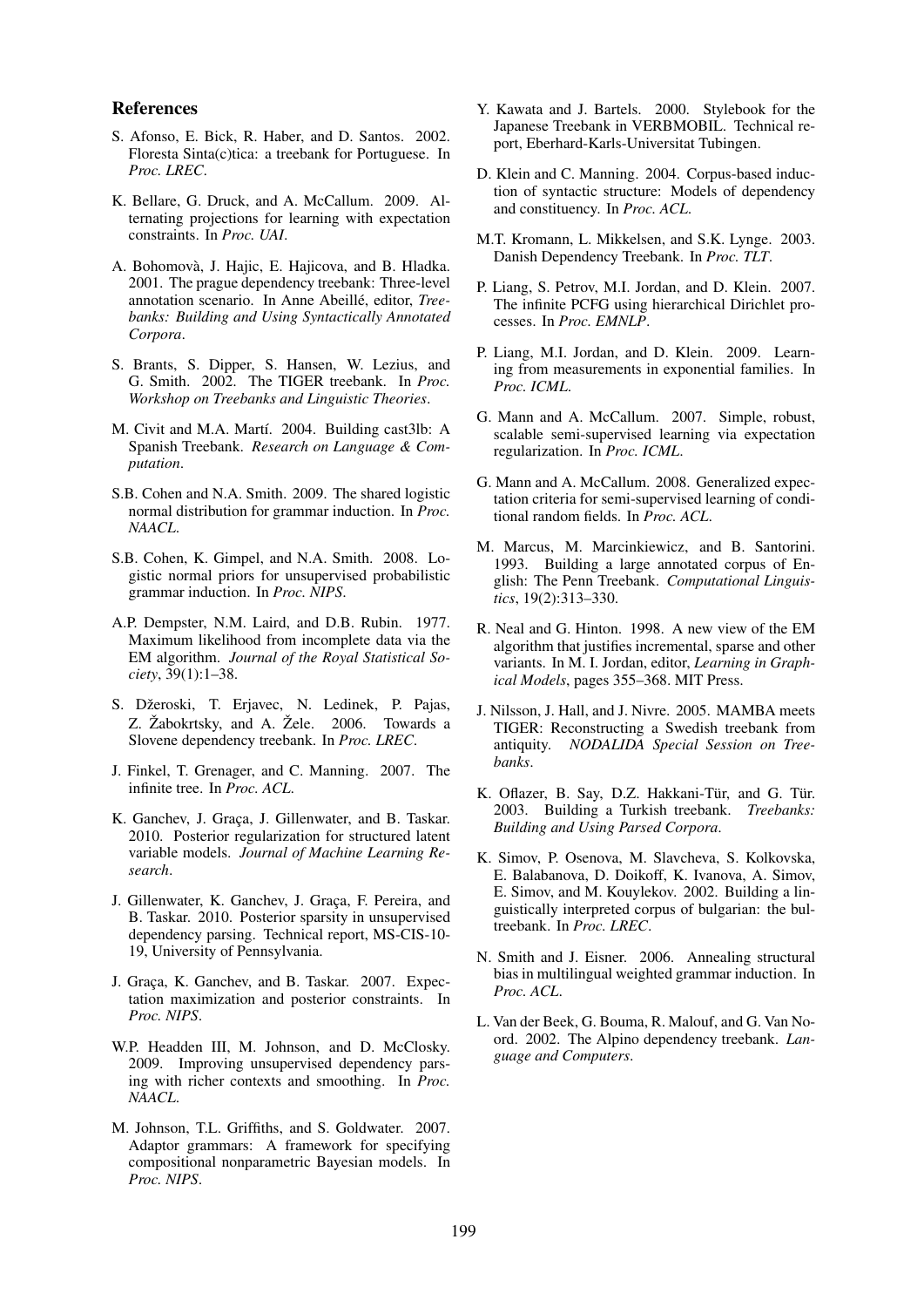## References

S. Afonso, E. Bick, R. Haber, and D. Santos. 2002. Floresta Sinta(c)tica: a treebank for Portuguese. In *Proc. LREC*.

K. Bellare, G. Druck, and A. McCallum. 2009. Alternating projections for learning with expectation constraints. In *Proc. UAI*.

A. Bohomovà, J. Hajic, E. Hajicova, and B. Hladka. 2001. The prague dependency treebank: Three-level annotation scenario. In Anne Abeillé, editor, *Treebanks: Building and Using Syntactically Annotated Corpora*.

S. Brants, S. Dipper, S. Hansen, W. Lezius, and G. Smith. 2002. The TIGER treebank. In *Proc. Workshop on Treebanks and Linguistic Theories*.

M. Civit and M.A. Martí. 2004. Building cast3lb: A Spanish Treebank. *Research on Language & Computation*.

S.B. Cohen and N.A. Smith. 2009. The shared logistic normal distribution for grammar induction. In *Proc. NAACL*.

S.B. Cohen, K. Gimpel, and N.A. Smith. 2008. Logistic normal priors for unsupervised probabilistic grammar induction. In *Proc. NIPS*.

A.P. Dempster, N.M. Laird, and D.B. Rubin. 1977. Maximum likelihood from incomplete data via the EM algorithm. *Journal of the Royal Statistical Society*, 39(1):1–38.

S. Džeroski, T. Erjavec, N. Ledinek, P. Pajas, Z. Žabokrtsky, and A. Žele. 2006. Towards a Slovene dependency treebank. In *Proc. LREC*.

J. Finkel, T. Grenager, and C. Manning. 2007. The infinite tree. In *Proc. ACL*.

K. Ganchev, J. Graça, J. Gillenwater, and B. Taskar. 2010. Posterior regularization for structured latent variable models. *Journal of Machine Learning Research*.

J. Gillenwater, K. Ganchev, J. Graça, F. Pereira, and B. Taskar. 2010. Posterior sparsity in unsupervised dependency parsing. Technical report, MS-CIS-10-19, University of Pennsylvania.

J. Graça, K. Ganchev, and B. Taskar. 2007. Expectation maximization and posterior constraints. In *Proc. NIPS*.

W.P. Headden III, M. Johnson, and D. McClosky. 2009. Improving unsupervised dependency parsing with richer contexts and smoothing. In *Proc. NAACL*.

M. Johnson, T.L. Griffiths, and S. Goldwater. 2007. Adaptor grammars: A framework for specifying compositional nonparametric Bayesian models. In *Proc. NIPS*.

Y. Kawata and J. Bartels. 2000. Stylebook for the Japanese Treebank in VERBMOBIL. Technical report, Eberhard-Karls-Universitat Tubingen.

D. Klein and C. Manning. 2004. Corpus-based induction of syntactic structure: Models of dependency and constituency. In *Proc. ACL*.

M.T. Kromann, L. Mikkelsen, and S.K. Lynge. 2003. Danish Dependency Treebank. In *Proc. TLT*.

P. Liang, S. Petrov, M.I. Jordan, and D. Klein. 2007. The infinite PCFG using hierarchical Dirichlet processes. In *Proc. EMNLP*.

P. Liang, M.I. Jordan, and D. Klein. 2009. Learning from measurements in exponential families. In *Proc. ICML*.

G. Mann and A. McCallum. 2007. Simple, robust, scalable semi-supervised learning via expectation regularization. In *Proc. ICML*.

G. Mann and A. McCallum. 2008. Generalized expectation criteria for semi-supervised learning of conditional random fields. In *Proc. ACL*.

M. Marcus, M. Marcinkiewicz, and B. Santorini. 1993. Building a large annotated corpus of English: The Penn Treebank. *Computational Linguistics*, 19(2):313–330.

R. Neal and G. Hinton. 1998. A new view of the EM algorithm that justifies incremental, sparse and other variants. In M. I. Jordan, editor, *Learning in Graphical Models*, pages 355–368. MIT Press.

J. Nilsson, J. Hall, and J. Nivre. 2005. MAMBA meets TIGER: Reconstructing a Swedish treebank from antiquity. *NODALIDA Special Session on Treebanks*.

K. Oflazer, B. Say, D.Z. Hakkani-Tür, and G. Tür. 2003. Building a Turkish treebank. *Treebanks: Building and Using Parsed Corpora*.

K. Simov, P. Osenova, M. Slavcheva, S. Kolkovska, E. Balabanova, D. Doikoff, K. Ivanova, A. Simov, E. Simov, and M. Kouylekov. 2002. Building a linguistically interpreted corpus of bulgarian: the bultreebank. In *Proc. LREC*.

N. Smith and J. Eisner. 2006. Annealing structural bias in multilingual weighted grammar induction. In *Proc. ACL*.

L. Van der Beek, G. Bouma, R. Malouf, and G. Van Noord. 2002. The Alpino dependency treebank. *Language and Computers*.